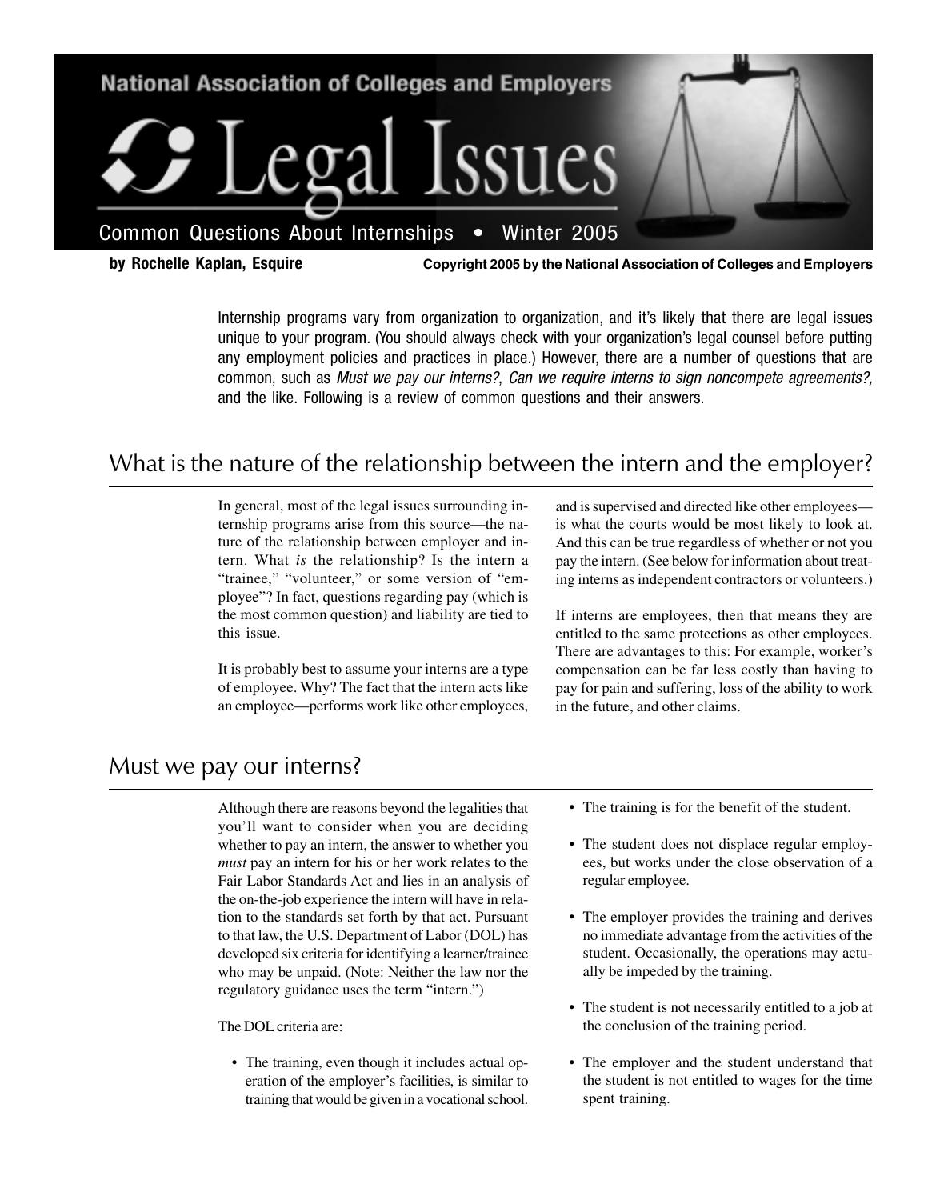National Association of Colleges and Employers

# Legal Issues

Common Questions About Internships • Winter 2005

**by Rochelle Kaplan, Esquire**

**Copyright 2005 by the National Association of Colleges and Employers**

Internship programs vary from organization to organization, and it's likely that there are legal issues unique to your program. (You should always check with your organization's legal counsel before putting any employment policies and practices in place.) However, there are a number of questions that are common, such as *Must we pay our interns?*, *Can we require interns to sign noncompete agreements?*, and the like. Following is a review of common questions and their answers.

## What is the nature of the relationship between the intern and the employer?

In general, most of the legal issues surrounding internship programs arise from this source—the nature of the relationship between employer and intern. What *is* the relationship? Is the intern a "trainee," "volunteer," or some version of "employee"? In fact, questions regarding pay (which is the most common question) and liability are tied to this issue.

It is probably best to assume your interns are a type of employee. Why? The fact that the intern acts like an employee—performs work like other employees, and is supervised and directed like other employees—is what the courts would be most likely to look at. And this can be true regardless of whether or not you pay the intern. (See below for information about treating interns as independent contractors or volunteers.)

If interns are employees, then that means they are entitled to the same protections as other employees. There are advantages to this: For example, worker's compensation can be far less costly than having to pay for pain and suffering, loss of the ability to work in the future, and other claims.

## Must we pay our interns?

Although there are reasons beyond the legalities that you'll want to consider when you are deciding whether to pay an intern, the answer to whether you *must* pay an intern for his or her work relates to the Fair Labor Standards Act and lies in an analysis of the on-the-job experience the intern will have in relation to the standards set forth by that act. Pursuant to that law, the U.S. Department of Labor (DOL) has developed six criteria for identifying a learner/trainee who may be unpaid. (Note: Neither the law nor the regulatory guidance uses the term "intern.")

The DOL criteria are:

- The training, even though it includes actual operation of the employer's facilities, is similar to training that would be given in a vocational school.
- The training is for the benefit of the student.
- The student does not displace regular employees, but works under the close observation of a regular employee.
- The employer provides the training and derives no immediate advantage from the activities of the student. Occasionally, the operations may actually be impeded by the training.
- The student is not necessarily entitled to a job at the conclusion of the training period.
- The employer and the student understand that the student is not entitled to wages for the time spent training.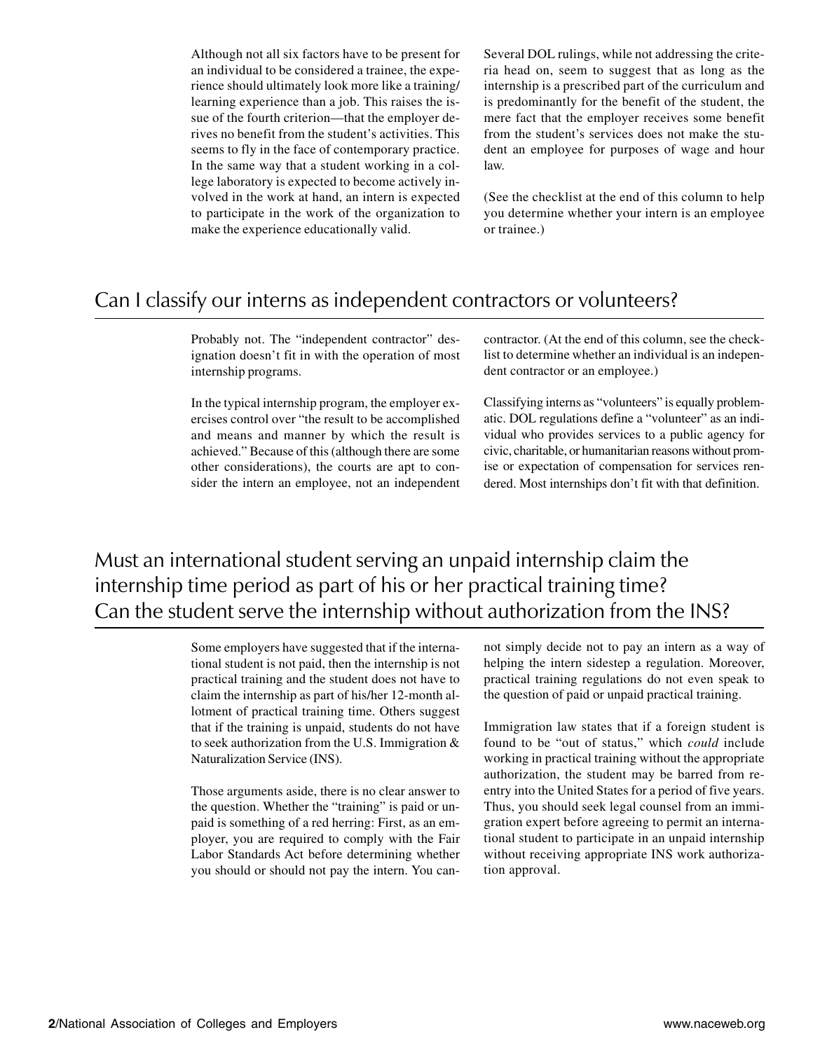Although not all six factors have to be present for an individual to be considered a trainee, the experience should ultimately look more like a training/learning experience than a job. This raises the issue of the fourth criterion—that the employer derives no benefit from the student's activities. This seems to fly in the face of contemporary practice. In the same way that a student working in a college laboratory is expected to become actively involved in the work at hand, an intern is expected to participate in the work of the organization to make the experience educationally valid.

Several DOL rulings, while not addressing the criteria head on, seem to suggest that as long as the internship is a prescribed part of the curriculum and is predominantly for the benefit of the student, the mere fact that the employer receives some benefit from the student's services does not make the student an employee for purposes of wage and hour law.

(See the checklist at the end of this column to help you determine whether your intern is an employee or trainee.)

## Can I classify our interns as independent contractors or volunteers?

Probably not. The "independent contractor" designation doesn't fit in with the operation of most internship programs.

In the typical internship program, the employer exercises control over "the result to be accomplished and means and manner by which the result is achieved." Because of this (although there are some other considerations), the courts are apt to consider the intern an employee, not an independent contractor. (At the end of this column, see the checklist to determine whether an individual is an independent contractor or an employee.)

Classifying interns as "volunteers" is equally problematic. DOL regulations define a "volunteer" as an individual who provides services to a public agency for civic, charitable, or humanitarian reasons without promise or expectation of compensation for services rendered. Most internships don't fit with that definition.

## Must an international student serving an unpaid internship claim the internship time period as part of his or her practical training time? Can the student serve the internship without authorization from the INS?

Some employers have suggested that if the international student is not paid, then the internship is not practical training and the student does not have to claim the internship as part of his/her 12-month allotment of practical training time. Others suggest that if the training is unpaid, students do not have to seek authorization from the U.S. Immigration & Naturalization Service (INS).

Those arguments aside, there is no clear answer to the question. Whether the "training" is paid or unpaid is something of a red herring: First, as an employer, you are required to comply with the Fair Labor Standards Act before determining whether you should or should not pay the intern. You cannot simply decide not to pay an intern as a way of helping the intern sidestep a regulation. Moreover, practical training regulations do not even speak to the question of paid or unpaid practical training.

Immigration law states that if a foreign student is found to be "out of status," which *could* include working in practical training without the appropriate authorization, the student may be barred from reentry into the United States for a period of five years. Thus, you should seek legal counsel from an immigration expert before agreeing to permit an international student to participate in an unpaid internship without receiving appropriate INS work authorization approval.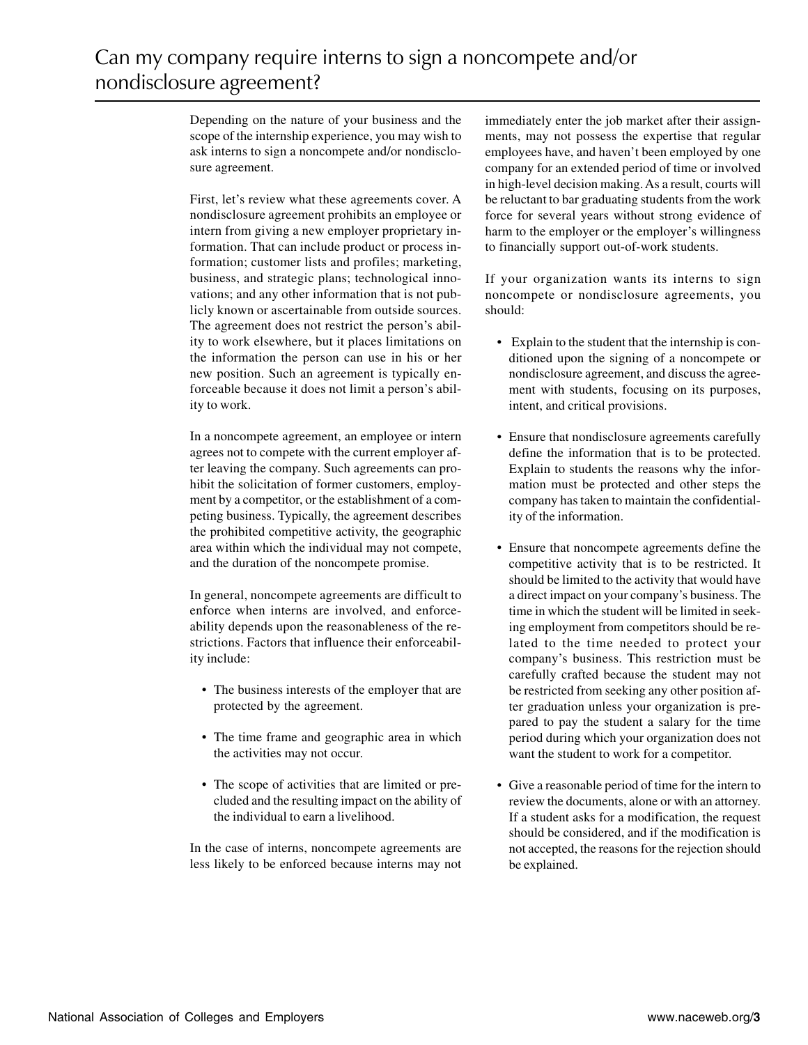# Can my company require interns to sign a noncompete and/or nondisclosure agreement?

Depending on the nature of your business and the scope of the internship experience, you may wish to ask interns to sign a noncompete and/or nondisclosure agreement.

First, let's review what these agreements cover. A nondisclosure agreement prohibits an employee or intern from giving a new employer proprietary information. That can include product or process information; customer lists and profiles; marketing, business, and strategic plans; technological innovations; and any other information that is not publicly known or ascertainable from outside sources. The agreement does not restrict the person's ability to work elsewhere, but it places limitations on the information the person can use in his or her new position. Such an agreement is typically enforceable because it does not limit a person's ability to work.

In a noncompete agreement, an employee or intern agrees not to compete with the current employer after leaving the company. Such agreements can prohibit the solicitation of former customers, employment by a competitor, or the establishment of a competing business. Typically, the agreement describes the prohibited competitive activity, the geographic area within which the individual may not compete, and the duration of the noncompete promise.

In general, noncompete agreements are difficult to enforce when interns are involved, and enforceability depends upon the reasonableness of the restrictions. Factors that influence their enforceability include:

- The business interests of the employer that are protected by the agreement.
- The time frame and geographic area in which the activities may not occur.
- The scope of activities that are limited or precluded and the resulting impact on the ability of the individual to earn a livelihood.

In the case of interns, noncompete agreements are less likely to be enforced because interns may not immediately enter the job market after their assignments, may not possess the expertise that regular employees have, and haven't been employed by one company for an extended period of time or involved in high-level decision making. As a result, courts will be reluctant to bar graduating students from the work force for several years without strong evidence of harm to the employer or the employer's willingness to financially support out-of-work students.

If your organization wants its interns to sign noncompete or nondisclosure agreements, you should:

- Explain to the student that the internship is conditioned upon the signing of a noncompete or nondisclosure agreement, and discuss the agreement with students, focusing on its purposes, intent, and critical provisions.
- Ensure that nondisclosure agreements carefully define the information that is to be protected. Explain to students the reasons why the information must be protected and other steps the company has taken to maintain the confidentiality of the information.
- Ensure that noncompete agreements define the competitive activity that is to be restricted. It should be limited to the activity that would have a direct impact on your company's business. The time in which the student will be limited in seeking employment from competitors should be related to the time needed to protect your company's business. This restriction must be carefully crafted because the student may not be restricted from seeking any other position after graduation unless your organization is prepared to pay the student a salary for the time period during which your organization does not want the student to work for a competitor.
- Give a reasonable period of time for the intern to review the documents, alone or with an attorney. If a student asks for a modification, the request should be considered, and if the modification is not accepted, the reasons for the rejection should be explained.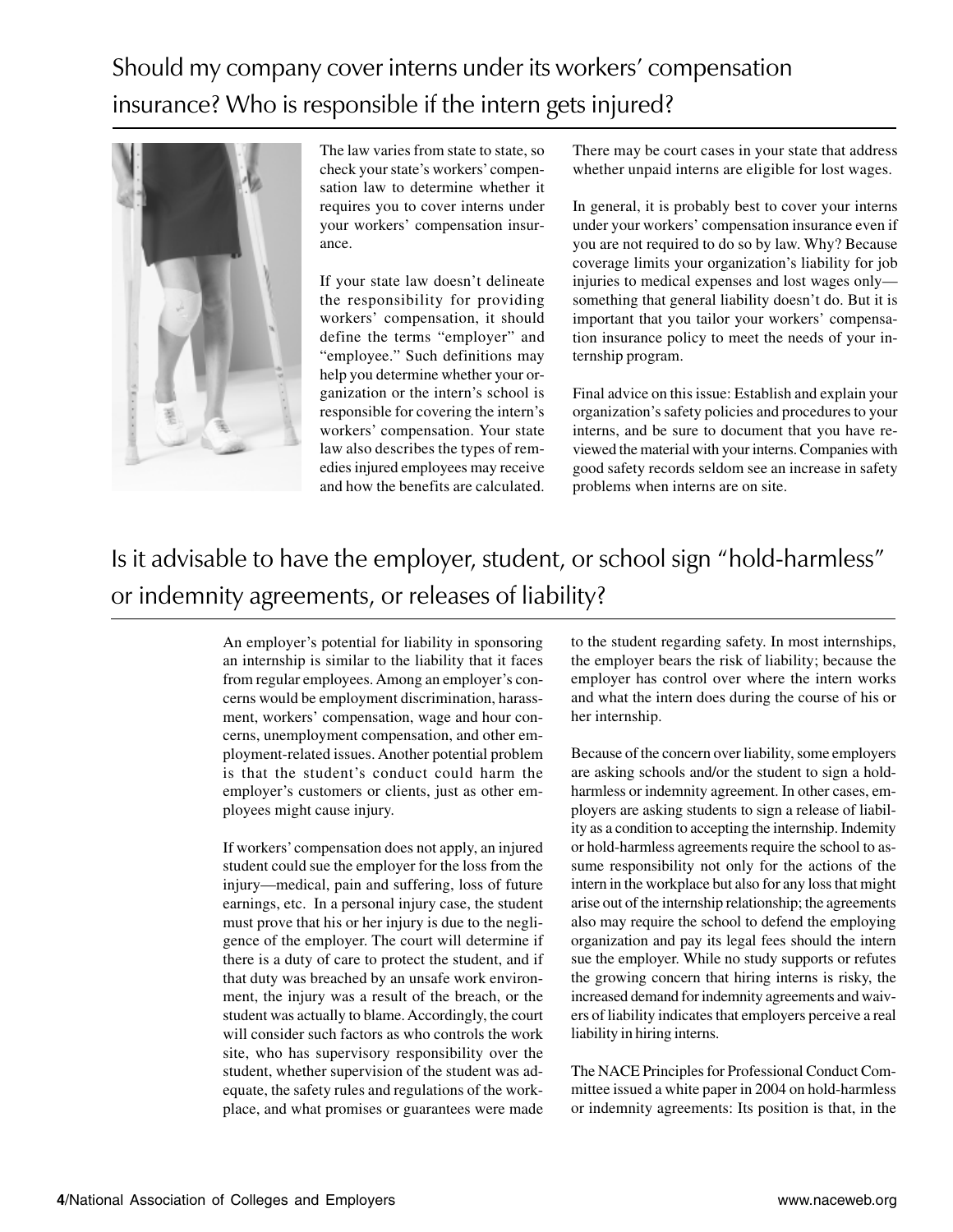## Should my company cover interns under its workers' compensation insurance? Who is responsible if the intern gets injured?

The law varies from state to state, so check your state's workers' compensation law to determine whether it requires you to cover interns under your workers' compensation insurance.

If your state law doesn't delineate the responsibility for providing workers' compensation, it should define the terms "employer" and "employee." Such definitions may help you determine whether your organization or the intern's school is responsible for covering the intern's workers' compensation. Your state law also describes the types of remedies injured employees may receive and how the benefits are calculated. There may be court cases in your state that address whether unpaid interns are eligible for lost wages.

In general, it is probably best to cover your interns under your workers' compensation insurance even if you are not required to do so by law. Why? Because coverage limits your organization's liability for job injuries to medical expenses and lost wages only—something that general liability doesn't do. But it is important that you tailor your workers' compensation insurance policy to meet the needs of your internship program.

Final advice on this issue: Establish and explain your organization's safety policies and procedures to your interns, and be sure to document that you have reviewed the material with your interns. Companies with good safety records seldom see an increase in safety problems when interns are on site.

## Is it advisable to have the employer, student, or school sign "hold-harmless" or indemnity agreements, or releases of liability?

An employer's potential for liability in sponsoring an internship is similar to the liability that it faces from regular employees. Among an employer's concerns would be employment discrimination, harassment, workers' compensation, wage and hour concerns, unemployment compensation, and other employment-related issues. Another potential problem is that the student's conduct could harm the employer's customers or clients, just as other employees might cause injury.

If workers' compensation does not apply, an injured student could sue the employer for the loss from the injury—medical, pain and suffering, loss of future earnings, etc. In a personal injury case, the student must prove that his or her injury is due to the negligence of the employer. The court will determine if there is a duty of care to protect the student, and if that duty was breached by an unsafe work environment, the injury was a result of the breach, or the student was actually to blame. Accordingly, the court will consider such factors as who controls the work site, who has supervisory responsibility over the student, whether supervision of the student was adequate, the safety rules and regulations of the workplace, and what promises or guarantees were made to the student regarding safety. In most internships, the employer bears the risk of liability; because the employer has control over where the intern works and what the intern does during the course of his or her internship.

Because of the concern over liability, some employers are asking schools and/or the student to sign a hold-harmless or indemnity agreement. In other cases, employers are asking students to sign a release of liability as a condition to accepting the internship. Indemity or hold-harmless agreements require the school to assume responsibility not only for the actions of the intern in the workplace but also for any loss that might arise out of the internship relationship; the agreements also may require the school to defend the employing organization and pay its legal fees should the intern sue the employer. While no study supports or refutes the growing concern that hiring interns is risky, the increased demand for indemnity agreements and waivers of liability indicates that employers perceive a real liability in hiring interns.

The NACE Principles for Professional Conduct Committee issued a white paper in 2004 on hold-harmless or indemnity agreements: Its position is that, in the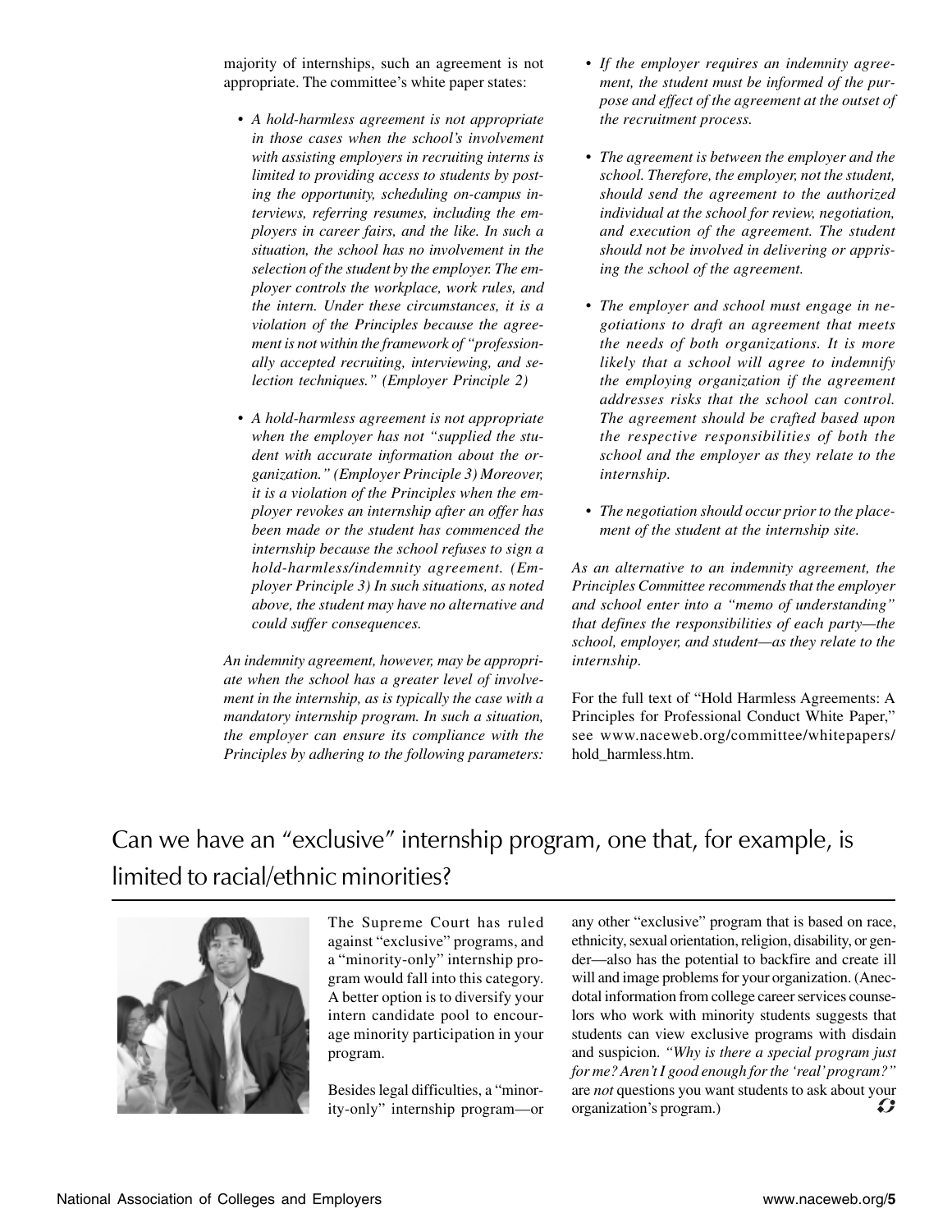majority of internships, such an agreement is not appropriate. The committee's white paper states:

- *A hold-harmless agreement is not appropriate in those cases when the school's involvement with assisting employers in recruiting interns is limited to providing access to students by posting the opportunity, scheduling on-campus interviews, referring resumes, including the employers in career fairs, and the like. In such a situation, the school has no involvement in the selection of the student by the employer. The employer controls the workplace, work rules, and the intern. Under these circumstances, it is a violation of the Principles because the agreement is not within the framework of "professionally accepted recruiting, interviewing, and selection techniques." (Employer Principle 2)*

- *A hold-harmless agreement is not appropriate when the employer has not "supplied the student with accurate information about the organization." (Employer Principle 3) Moreover, it is a violation of the Principles when the employer revokes an internship after an offer has been made or the student has commenced the internship because the school refuses to sign a hold-harmless/indemnity agreement. (Employer Principle 3) In such situations, as noted above, the student may have no alternative and could suffer consequences.*

*An indemnity agreement, however, may be appropriate when the school has a greater level of involvement in the internship, as is typically the case with a mandatory internship program. In such a situation, the employer can ensure its compliance with the Principles by adhering to the following parameters:*

- *If the employer requires an indemnity agreement, the student must be informed of the purpose and effect of the agreement at the outset of the recruitment process.*

- *The agreement is between the employer and the school. Therefore, the employer, not the student, should send the agreement to the authorized individual at the school for review, negotiation, and execution of the agreement. The student should not be involved in delivering or apprising the school of the agreement.*

- *The employer and school must engage in negotiations to draft an agreement that meets the needs of both organizations. It is more likely that a school will agree to indemnify the employing organization if the agreement addresses risks that the school can control. The agreement should be crafted based upon the respective responsibilities of both the school and the employer as they relate to the internship.*

- *The negotiation should occur prior to the placement of the student at the internship site.*

*As an alternative to an indemnity agreement, the Principles Committee recommends that the employer and school enter into a "memo of understanding" that defines the responsibilities of each party—the school, employer, and student—as they relate to the internship.*

For the full text of "Hold Harmless Agreements: A Principles for Professional Conduct White Paper," see www.naceweb.org/committee/whitepapers/hold_harmless.htm.

## Can we have an "exclusive" internship program, one that, for example, is limited to racial/ethnic minorities?

The Supreme Court has ruled against "exclusive" programs, and a "minority-only" internship program would fall into this category. A better option is to diversify your intern candidate pool to encourage minority participation in your program.

Besides legal difficulties, a "minority-only" internship program—or any other "exclusive" program that is based on race, ethnicity, sexual orientation, religion, disability, or gender—also has the potential to backfire and create ill will and image problems for your organization. (Anecdotal information from college career services counselors who work with minority students suggests that students can view exclusive programs with disdain and suspicion. *"Why is there a special program just for me? Aren't I good enough for the 'real' program?"* are *not* questions you want students to ask about your organization's program.)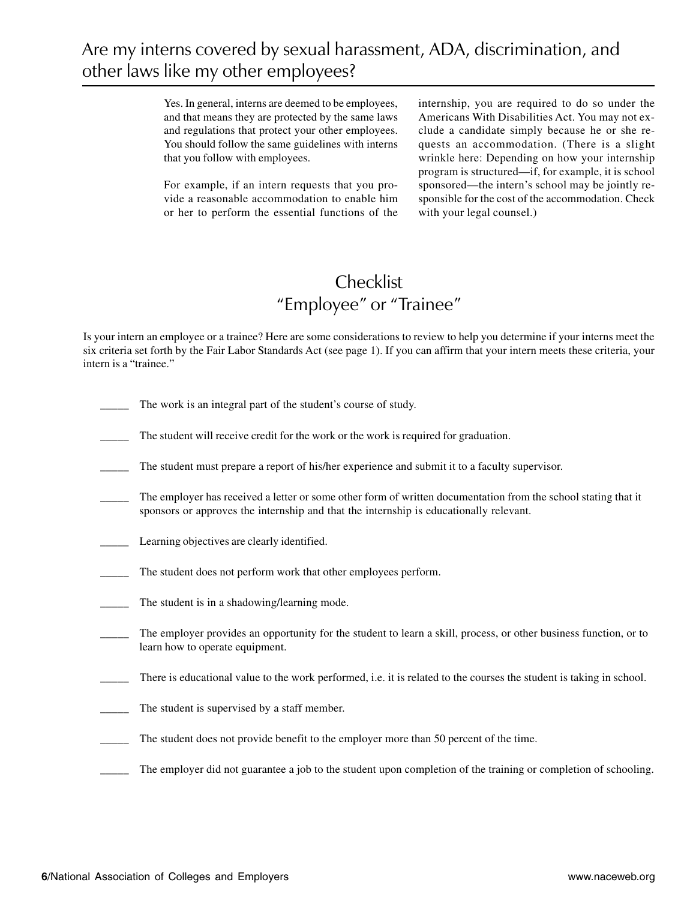## Are my interns covered by sexual harassment, ADA, discrimination, and other laws like my other employees?

Yes. In general, interns are deemed to be employees, and that means they are protected by the same laws and regulations that protect your other employees. You should follow the same guidelines with interns that you follow with employees.

For example, if an intern requests that you provide a reasonable accommodation to enable him or her to perform the essential functions of the internship, you are required to do so under the Americans With Disabilities Act. You may not exclude a candidate simply because he or she requests an accommodation. (There is a slight wrinkle here: Depending on how your internship program is structured—if, for example, it is school sponsored—the intern's school may be jointly responsible for the cost of the accommodation. Check with your legal counsel.)

## Checklist
## "Employee" or "Trainee"

Is your intern an employee or a trainee? Here are some considerations to review to help you determine if your interns meet the six criteria set forth by the Fair Labor Standards Act (see page 1). If you can affirm that your intern meets these criteria, your intern is a "trainee."

_____ The work is an integral part of the student's course of study.

_____ The student will receive credit for the work or the work is required for graduation.

_____ The student must prepare a report of his/her experience and submit it to a faculty supervisor.

_____ The employer has received a letter or some other form of written documentation from the school stating that it sponsors or approves the internship and that the internship is educationally relevant.

_____ Learning objectives are clearly identified.

_____ The student does not perform work that other employees perform.

_____ The student is in a shadowing/learning mode.

_____ The employer provides an opportunity for the student to learn a skill, process, or other business function, or to learn how to operate equipment.

_____ There is educational value to the work performed, i.e. it is related to the courses the student is taking in school.

_____ The student is supervised by a staff member.

_____ The student does not provide benefit to the employer more than 50 percent of the time.

_____ The employer did not guarantee a job to the student upon completion of the training or completion of schooling.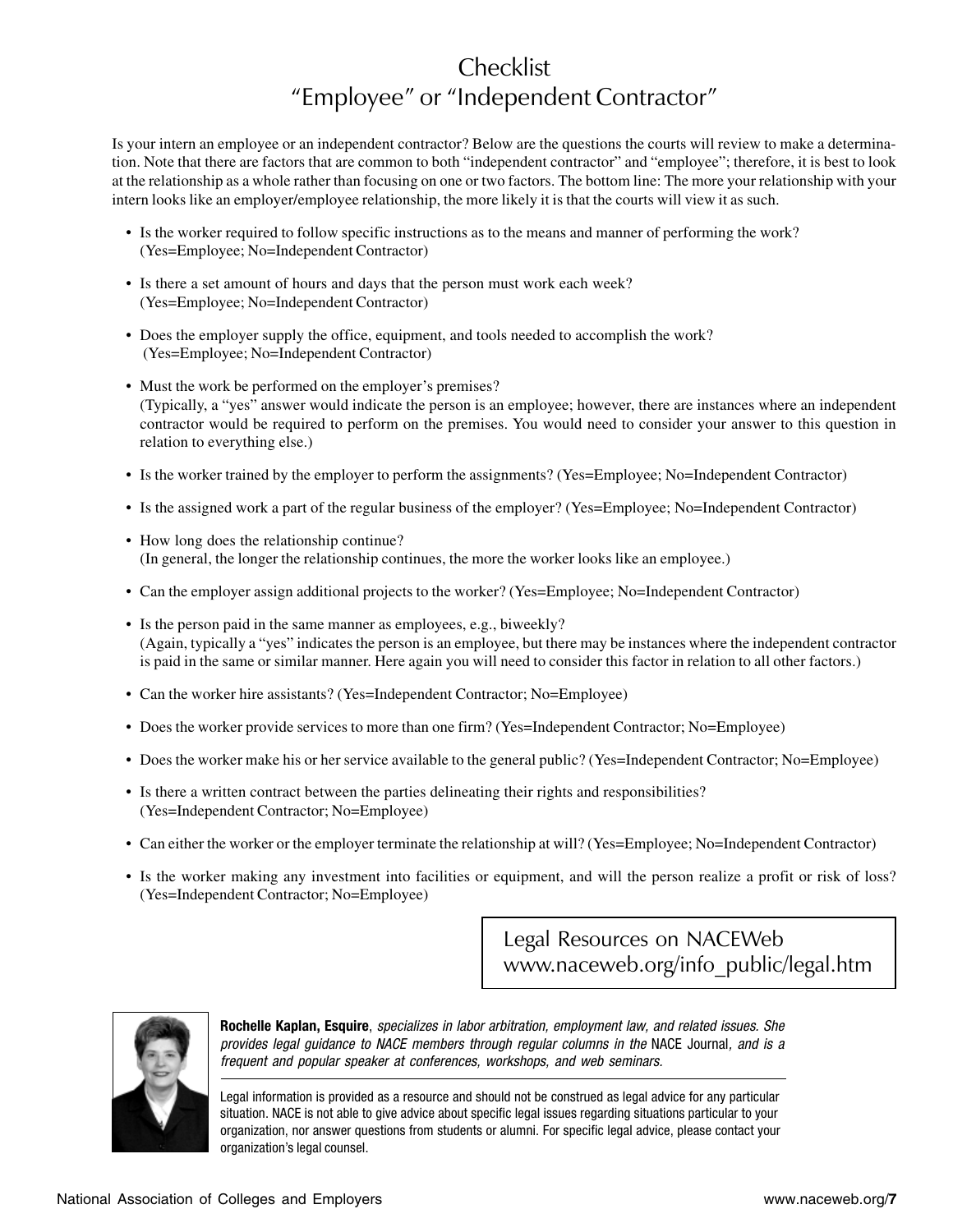# Checklist
# "Employee" or "Independent Contractor"

Is your intern an employee or an independent contractor? Below are the questions the courts will review to make a determination. Note that there are factors that are common to both "independent contractor" and "employee"; therefore, it is best to look at the relationship as a whole rather than focusing on one or two factors. The bottom line: The more your relationship with your intern looks like an employer/employee relationship, the more likely it is that the courts will view it as such.

- Is the worker required to follow specific instructions as to the means and manner of performing the work? (Yes=Employee; No=Independent Contractor)
- Is there a set amount of hours and days that the person must work each week? (Yes=Employee; No=Independent Contractor)
- Does the employer supply the office, equipment, and tools needed to accomplish the work? (Yes=Employee; No=Independent Contractor)
- Must the work be performed on the employer's premises? (Typically, a "yes" answer would indicate the person is an employee; however, there are instances where an independent contractor would be required to perform on the premises. You would need to consider your answer to this question in relation to everything else.)
- Is the worker trained by the employer to perform the assignments? (Yes=Employee; No=Independent Contractor)
- Is the assigned work a part of the regular business of the employer? (Yes=Employee; No=Independent Contractor)
- How long does the relationship continue? (In general, the longer the relationship continues, the more the worker looks like an employee.)
- Can the employer assign additional projects to the worker? (Yes=Employee; No=Independent Contractor)
- Is the person paid in the same manner as employees, e.g., biweekly? (Again, typically a "yes" indicates the person is an employee, but there may be instances where the independent contractor is paid in the same or similar manner. Here again you will need to consider this factor in relation to all other factors.)
- Can the worker hire assistants? (Yes=Independent Contractor; No=Employee)
- Does the worker provide services to more than one firm? (Yes=Independent Contractor; No=Employee)
- Does the worker make his or her service available to the general public? (Yes=Independent Contractor; No=Employee)
- Is there a written contract between the parties delineating their rights and responsibilities? (Yes=Independent Contractor; No=Employee)
- Can either the worker or the employer terminate the relationship at will? (Yes=Employee; No=Independent Contractor)
- Is the worker making any investment into facilities or equipment, and will the person realize a profit or risk of loss? (Yes=Independent Contractor; No=Employee)

Legal Resources on NACEWeb
www.naceweb.org/info_public/legal.htm

**Rochelle Kaplan, Esquire**, *specializes in labor arbitration, employment law, and related issues. She provides legal guidance to NACE members through regular columns in the* NACE Journal*, and is a frequent and popular speaker at conferences, workshops, and web seminars.*

Legal information is provided as a resource and should not be construed as legal advice for any particular situation. NACE is not able to give advice about specific legal issues regarding situations particular to your organization, nor answer questions from students or alumni. For specific legal advice, please contact your organization's legal counsel.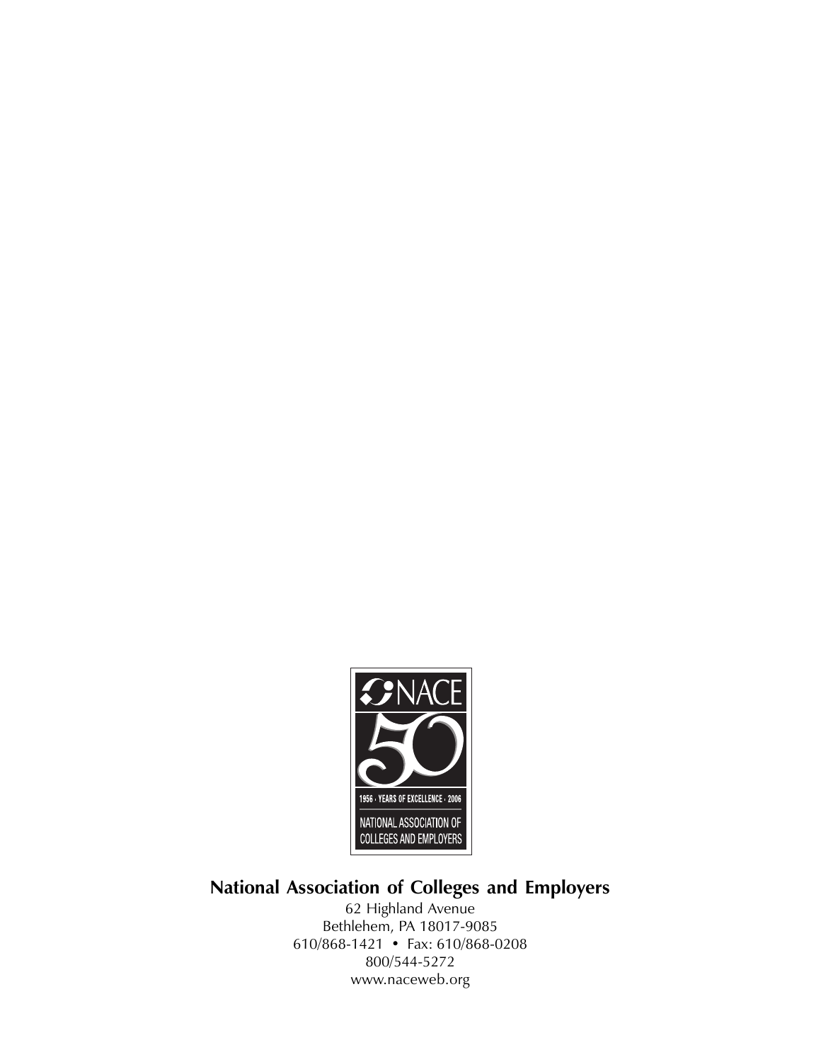NACE

50

1956 · YEARS OF EXCELLENCE · 2006

NATIONAL ASSOCIATION OF COLLEGES AND EMPLOYERS

**National Association of Colleges and Employers**

62 Highland Avenue
Bethlehem, PA 18017-9085
610/868-1421 • Fax: 610/868-0208
800/544-5272
www.naceweb.org